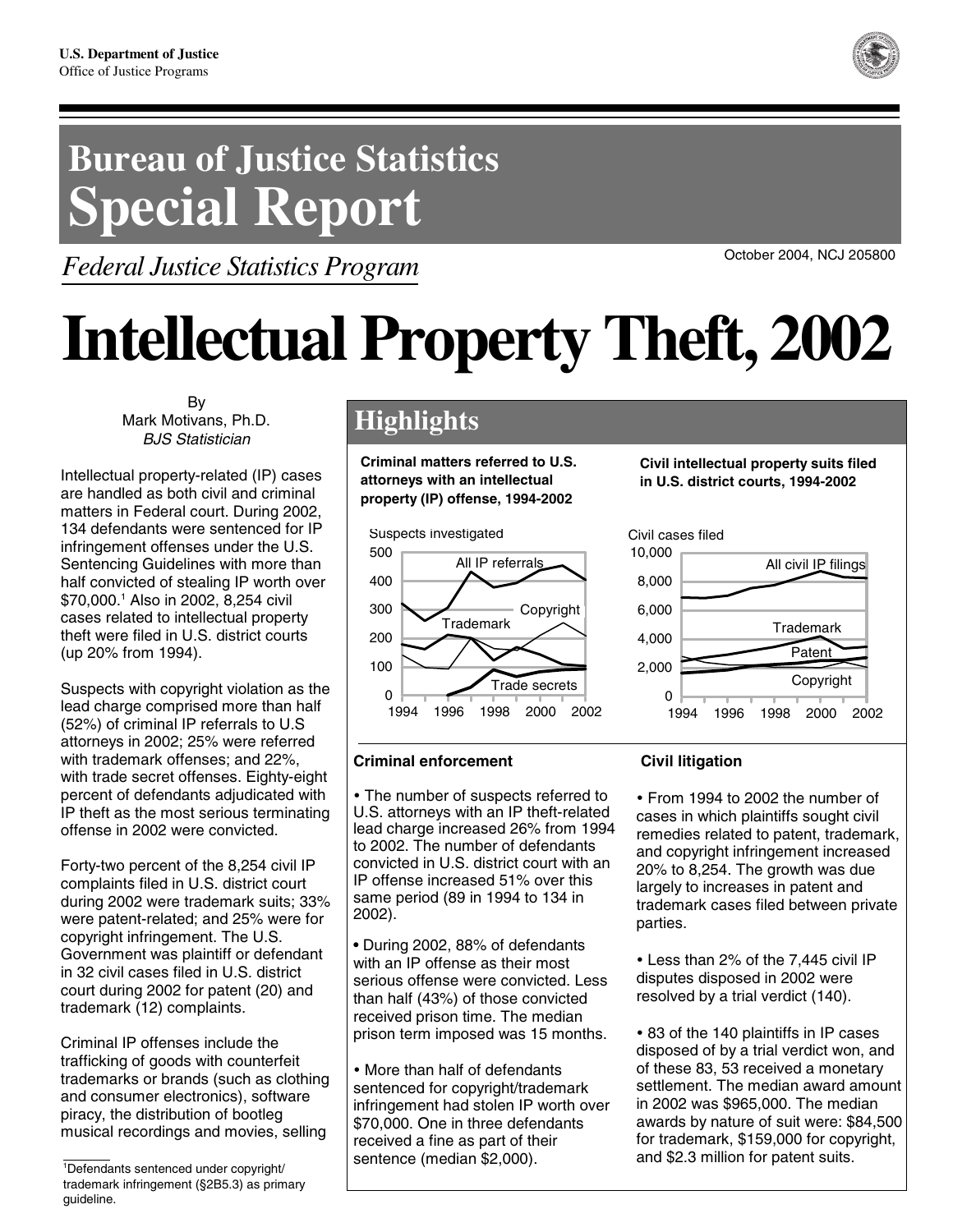U.S. Department of Justice
Office of Justice Programs

# Bureau of Justice Statistics Special Report

*Federal Justice Statistics Program*

October 2004, NCJ 205800

# Intellectual Property Theft, 2002

By
Mark Motivans, Ph.D.
*BJS Statistician*

Intellectual property-related (IP) cases are handled as both civil and criminal matters in Federal court. During 2002, 134 defendants were sentenced for IP infringement offenses under the U.S. Sentencing Guidelines with more than half convicted of stealing IP worth over $70,000.[1] Also in 2002, 8,254 civil cases related to intellectual property theft were filed in U.S. district courts (up 20% from 1994).

Suspects with copyright violation as the lead charge comprised more than half (52%) of criminal IP referrals to U.S attorneys in 2002; 25% were referred with trademark offenses; and 22%, with trade secret offenses. Eighty-eight percent of defendants adjudicated with IP theft as the most serious terminating offense in 2002 were convicted.

Forty-two percent of the 8,254 civil IP complaints filed in U.S. district court during 2002 were trademark suits; 33% were patent-related; and 25% were for copyright infringement. The U.S. Government was plaintiff or defendant in 32 civil cases filed in U.S. district court during 2002 for patent (20) and trademark (12) complaints.

Criminal IP offenses include the trafficking of goods with counterfeit trademarks or brands (such as clothing and consumer electronics), software piracy, the distribution of bootleg musical recordings and movies, selling

[1]Defendants sentenced under copyright/trademark infringement (§2B5.3) as primary guideline.

## Highlights

**Criminal matters referred to U.S. attorneys with an intellectual property (IP) offense, 1994-2002**

**Civil intellectual property suits filed in U.S. district courts, 1994-2002**

### Criminal enforcement

- The number of suspects referred to U.S. attorneys with an IP theft-related lead charge increased 26% from 1994 to 2002. The number of defendants convicted in U.S. district court with an IP offense increased 51% over this same period (89 in 1994 to 134 in 2002).
- During 2002, 88% of defendants with an IP offense as their most serious offense were convicted. Less than half (43%) of those convicted received prison time. The median prison term imposed was 15 months.
- More than half of defendants sentenced for copyright/trademark infringement had stolen IP worth over $70,000. One in three defendants received a fine as part of their sentence (median $2,000).

### Civil litigation

- From 1994 to 2002 the number of cases in which plaintiffs sought civil remedies related to patent, trademark, and copyright infringement increased 20% to 8,254. The growth was due largely to increases in patent and trademark cases filed between private parties.
- Less than 2% of the 7,445 civil IP disputes disposed in 2002 were resolved by a trial verdict (140).
- 83 of the 140 plaintiffs in IP cases disposed of by a trial verdict won, and of these 83, 53 received a monetary settlement. The median award amount in 2002 was $965,000. The median awards by nature of suit were: $84,500 for trademark, $159,000 for copyright, and $2.3 million for patent suits.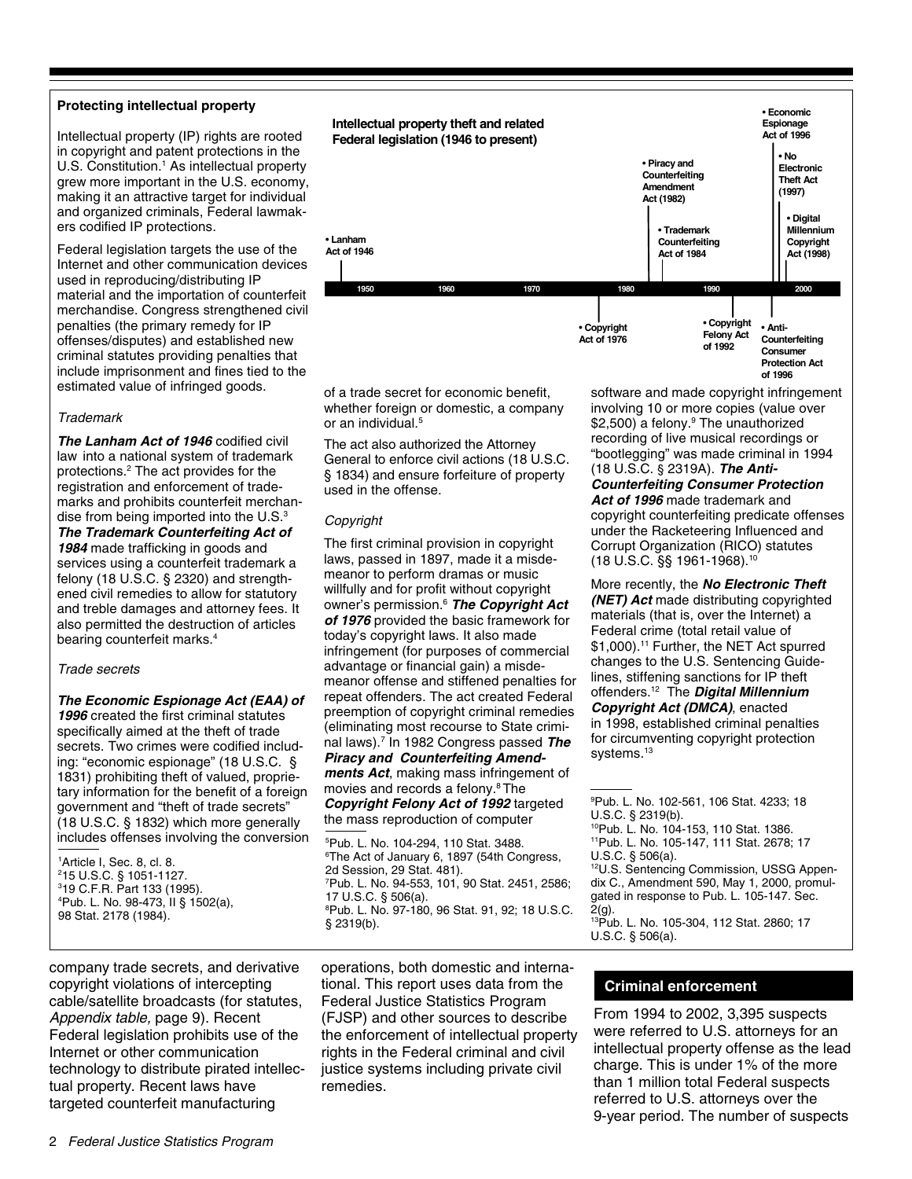## Protecting intellectual property

Intellectual property (IP) rights are rooted in copyright and patent protections in the U.S. Constitution.[1] As intellectual property grew more important in the U.S. economy, making it an attractive target for individual and organized criminals, Federal lawmakers codified IP protections.

Federal legislation targets the use of the Internet and other communication devices used in reproducing/distributing IP material and the importation of counterfeit merchandise. Congress strengthened civil penalties (the primary remedy for IP offenses/disputes) and established new criminal statutes providing penalties that include imprisonment and fines tied to the estimated value of infringed goods.

**Intellectual property theft and related Federal legislation (1946 to present)**

- Lanham Act of 1946
- Copyright Act of 1976
- Piracy and Counterfeiting Amendment Act (1982)
- Trademark Counterfeiting Act of 1984
- Copyright Felony Act of 1992
- Economic Espionage Act of 1996
- Anti-Counterfeiting Consumer Protection Act of 1996
- No Electronic Theft Act (1997)
- Digital Millennium Copyright Act (1998)

### *Trademark*

***The Lanham Act of 1946*** codified civil law into a national system of trademark protections.[2] The act provides for the registration and enforcement of trademarks and prohibits counterfeit merchandise from being imported into the U.S.[3] ***The Trademark Counterfeiting Act of 1984*** made trafficking in goods and services using a counterfeit trademark a felony (18 U.S.C. § 2320) and strengthened civil remedies to allow for statutory and treble damages and attorney fees. It also permitted the destruction of articles bearing counterfeit marks.[4]

### *Trade secrets*

***The Economic Espionage Act (EAA) of 1996*** created the first criminal statutes specifically aimed at the theft of trade secrets. Two crimes were codified including: "economic espionage" (18 U.S.C. § 1831) prohibiting theft of valued, proprietary information for the benefit of a foreign government and "theft of trade secrets" (18 U.S.C. § 1832) which more generally includes offenses involving the conversion of a trade secret for economic benefit, whether foreign or domestic, a company or an individual.[5]

The act also authorized the Attorney General to enforce civil actions (18 U.S.C. § 1834) and ensure forfeiture of property used in the offense.

### *Copyright*

The first criminal provision in copyright laws, passed in 1897, made it a misdemeanor to perform dramas or music willfully and for profit without copyright owner's permission.[6] ***The Copyright Act of 1976*** provided the basic framework for today's copyright laws. It also made infringement (for purposes of commercial advantage or financial gain) a misdemeanor offense and stiffened penalties for repeat offenders. The act created Federal preemption of copyright criminal remedies (eliminating most recourse to State criminal laws).[7] In 1982 Congress passed ***The Piracy and Counterfeiting Amendments Act***, making mass infringement of movies and records a felony.[8] The ***Copyright Felony Act of 1992*** targeted the mass reproduction of computer software and made copyright infringement involving 10 or more copies (value over $2,500) a felony.[9] The unauthorized recording of live musical recordings or "bootlegging" was made criminal in 1994 (18 U.S.C. § 2319A). ***The Anti-Counterfeiting Consumer Protection Act of 1996*** made trademark and copyright counterfeiting predicate offenses under the Racketeering Influenced and Corrupt Organization (RICO) statutes (18 U.S.C. §§ 1961-1968).[10]

More recently, the ***No Electronic Theft (NET) Act*** made distributing copyrighted materials (that is, over the Internet) a Federal crime (total retail value of $1,000).[11] Further, the NET Act spurred changes to the U.S. Sentencing Guidelines, stiffening sanctions for IP theft offenders.[12] The ***Digital Millennium Copyright Act (DMCA)***, enacted in 1998, established criminal penalties for circumventing copyright protection systems.[13]

---

[1] Article I, Sec. 8, cl. 8.
[2] 15 U.S.C. § 1051-1127.
[3] 19 C.F.R. Part 133 (1995).
[4] Pub. L. No. 98-473, II § 1502(a), 98 Stat. 2178 (1984).
[5] Pub. L. No. 104-294, 110 Stat. 3488.
[6] The Act of January 6, 1897 (54th Congress, 2d Session, 29 Stat. 481).
[7] Pub. L. No. 94-553, 101, 90 Stat. 2451, 2586; 17 U.S.C. § 506(a).
[8] Pub. L. No. 97-180, 96 Stat. 91, 92; 18 U.S.C. § 2319(b).
[9] Pub. L. No. 102-561, 106 Stat. 4233; 18 U.S.C. § 2319(b).
[10] Pub. L. No. 104-153, 110 Stat. 1386.
[11] Pub. L. No. 105-147, 111 Stat. 2678; 17 U.S.C. § 506(a).
[12] U.S. Sentencing Commission, USSG Appendix C., Amendment 590, May 1, 2000, promulgated in response to Pub. L. 105-147. Sec. 2(g).
[13] Pub. L. No. 105-304, 112 Stat. 2860; 17 U.S.C. § 506(a).

---

company trade secrets, and derivative copyright violations of intercepting cable/satellite broadcasts (for statutes, *Appendix table,* page 9). Recent Federal legislation prohibits use of the Internet or other communication technology to distribute pirated intellectual property. Recent laws have targeted counterfeit manufacturing operations, both domestic and international. This report uses data from the Federal Justice Statistics Program (FJSP) and other sources to describe the enforcement of intellectual property rights in the Federal criminal and civil justice systems including private civil remedies.

## Criminal enforcement

From 1994 to 2002, 3,395 suspects were referred to U.S. attorneys for an intellectual property offense as the lead charge. This is under 1% of the more than 1 million total Federal suspects referred to U.S. attorneys over the 9-year period. The number of suspects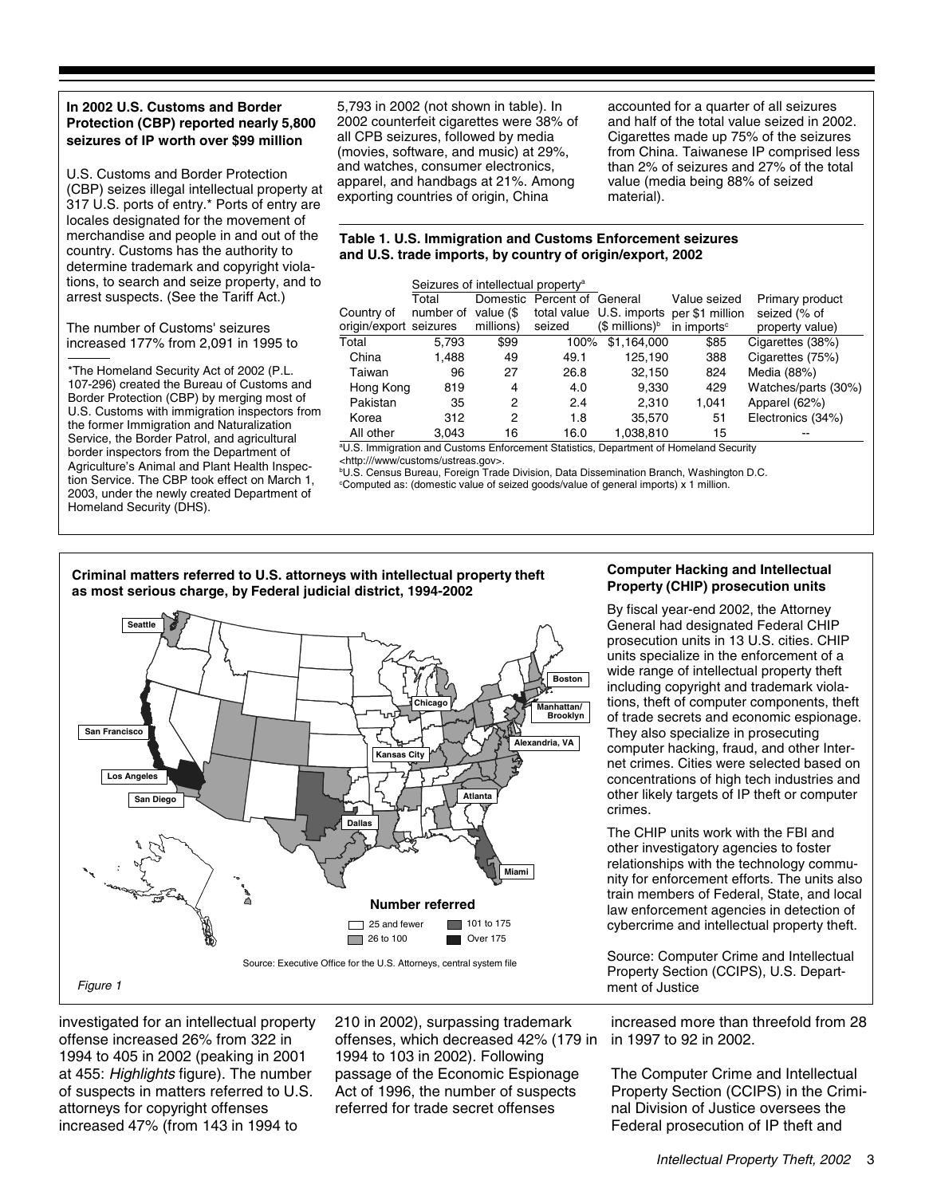**In 2002 U.S. Customs and Border Protection (CBP) reported nearly 5,800 seizures of IP worth over $99 million**

U.S. Customs and Border Protection (CBP) seizes illegal intellectual property at 317 U.S. ports of entry.* Ports of entry are locales designated for the movement of merchandise and people in and out of the country. Customs has the authority to determine trademark and copyright violations, to search and seize property, and to arrest suspects. (See the Tariff Act.)

The number of Customs' seizures increased 177% from 2,091 in 1995 to 5,793 in 2002 (not shown in table). In 2002 counterfeit cigarettes were 38% of all CPB seizures, followed by media (movies, software, and music) at 29%, and watches, consumer electronics, apparel, and handbags at 21%. Among exporting countries of origin, China accounted for a quarter of all seizures and half of the total value seized in 2002. Cigarettes made up 75% of the seizures from China. Taiwanese IP comprised less than 2% of seizures and 27% of the total value (media being 88% of seized material).

*The Homeland Security Act of 2002 (P.L. 107-296) created the Bureau of Customs and Border Protection (CBP) by merging most of U.S. Customs with immigration inspectors from the former Immigration and Naturalization Service, the Border Patrol, and agricultural border inspectors from the Department of Agriculture's Animal and Plant Health Inspection Service. The CBP took effect on March 1, 2003, under the newly created Department of Homeland Security (DHS).

**Table 1. U.S. Immigration and Customs Enforcement seizures and U.S. trade imports, by country of origin/export, 2002**

| | Seizures of intellectual property[a] | | | | | |
|---|---|---|---|---|---|---|
| Country of origin/export | Total number of seizures | Domestic value ($ millions) | Percent of total value seized | General U.S. imports ($ millions)[b] | Value seized per $1 million in imports[c] | Primary product seized (% of property value) |
| Total | 5,793 | $99 | 100% | $1,164,000 | $85 | Cigarettes (38%) |
| China | 1,488 | 49 | 49.1 | 125,190 | 388 | Cigarettes (75%) |
| Taiwan | 96 | 27 | 26.8 | 32,150 | 824 | Media (88%) |
| Hong Kong | 819 | 4 | 4.0 | 9,330 | 429 | Watches/parts (30%) |
| Pakistan | 35 | 2 | 2.4 | 2,310 | 1,041 | Apparel (62%) |
| Korea | 312 | 2 | 1.8 | 35,570 | 51 | Electronics (34%) |
| All other | 3,043 | 16 | 16.0 | 1,038,810 | 15 | -- |

[a]U.S. Immigration and Customs Enforcement Statistics, Department of Homeland Security <http:///www/customs/ustreas.gov>.
[b]U.S. Census Bureau, Foreign Trade Division, Data Dissemination Branch, Washington D.C.
[c]Computed as: (domestic value of seized goods/value of general imports) x 1 million.

**Criminal matters referred to U.S. attorneys with intellectual property theft as most serious charge, by Federal judicial district, 1994-2002**

Number referred: 25 and fewer; 26 to 100; 101 to 175; Over 175

Source: Executive Office for the U.S. Attorneys, central system file

*Figure 1*

**Computer Hacking and Intellectual Property (CHIP) prosecution units**

By fiscal year-end 2002, the Attorney General had designated Federal CHIP prosecution units in 13 U.S. cities. CHIP units specialize in the enforcement of a wide range of intellectual property theft including copyright and trademark violations, theft of computer components, theft of trade secrets and economic espionage. They also specialize in prosecuting computer hacking, fraud, and other Internet crimes. Cities were selected based on concentrations of high tech industries and other likely targets of IP theft or computer crimes.

The CHIP units work with the FBI and other investigatory agencies to foster relationships with the technology community for enforcement efforts. The units also train members of Federal, State, and local law enforcement agencies in detection of cybercrime and intellectual property theft.

Source: Computer Crime and Intellectual Property Section (CCIPS), U.S. Department of Justice

investigated for an intellectual property offense increased 26% from 322 in 1994 to 405 in 2002 (peaking in 2001 at 455: *Highlights* figure). The number of suspects in matters referred to U.S. attorneys for copyright offenses increased 47% (from 143 in 1994 to 210 in 2002), surpassing trademark offenses, which decreased 42% (179 in 1994 to 103 in 2002). Following passage of the Economic Espionage Act of 1996, the number of suspects referred for trade secret offenses increased more than threefold from 28 in 1997 to 92 in 2002.

The Computer Crime and Intellectual Property Section (CCIPS) in the Criminal Division of Justice oversees the Federal prosecution of IP theft and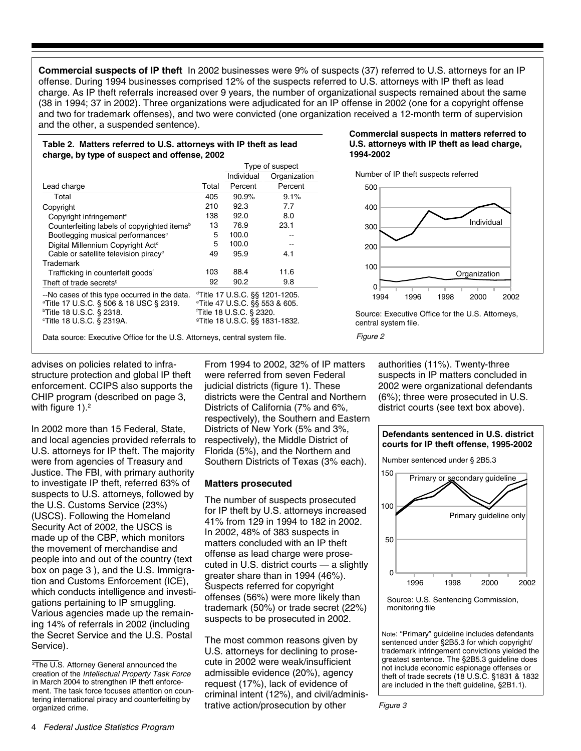**Commercial suspects of IP theft** In 2002 businesses were 9% of suspects (37) referred to U.S. attorneys for an IP offense. During 1994 businesses comprised 12% of the suspects referred to U.S. attorneys with IP theft as lead charge. As IP theft referrals increased over 9 years, the number of organizational suspects remained about the same (38 in 1994; 37 in 2002). Three organizations were adjudicated for an IP offense in 2002 (one for a copyright offense and two for trademark offenses), and two were convicted (one organization received a 12-month term of supervision and the other, a suspended sentence).

**Table 2. Matters referred to U.S. attorneys with IP theft as lead charge, by type of suspect and offense, 2002**

| | | Type of suspect | |
|---|---|---|---|
| | | Individual | Organization |
| Lead charge | Total | Percent | Percent |
| Total | 405 | 90.9% | 9.1% |
| Copyright | 210 | 92.3 | 7.7 |
| Copyright infringement[a] | 138 | 92.0 | 8.0 |
| Counterfeiting labels of copyrighted items[b] | 13 | 76.9 | 23.1 |
| Bootlegging musical performances[c] | 5 | 100.0 | -- |
| Digital Millennium Copyright Act[d] | 5 | 100.0 | -- |
| Cable or satellite television piracy[e] | 49 | 95.9 | 4.1 |
| Trademark | | | |
| Trafficking in counterfeit goods[f] | 103 | 88.4 | 11.6 |
| Theft of trade secrets[g] | 92 | 90.2 | 9.8 |

--No cases of this type occurred in the data.
[a]Title 17 U.S.C. § 506 & 18 USC § 2319.
[b]Title 18 U.S.C. § 2318.
[c]Title 18 U.S.C. § 2319A.
[d]Title 17 U.S.C. §§ 1201-1205.
[e]Title 47 U.S.C. §§ 553 & 605.
[f]Title 18 U.S.C. § 2320.
[g]Title 18 U.S.C. §§ 1831-1832.

Data source: Executive Office for the U.S. Attorneys, central system file.

**Commercial suspects in matters referred to U.S. attorneys with IP theft as lead charge, 1994-2002**

Number of IP theft suspects referred

Source: Executive Office for the U.S. Attorneys, central system file.

*Figure 2*

advises on policies related to infrastructure protection and global IP theft enforcement. CCIPS also supports the CHIP program (described on page 3, with figure 1).[2]

In 2002 more than 15 Federal, State, and local agencies provided referrals to U.S. attorneys for IP theft. The majority were from agencies of Treasury and Justice. The FBI, with primary authority to investigate IP theft, referred 63% of suspects to U.S. attorneys, followed by the U.S. Customs Service (23%) (USCS). Following the Homeland Security Act of 2002, the USCS is made up of the CBP, which monitors the movement of merchandise and people into and out of the country (text box on page 3 ), and the U.S. Immigration and Customs Enforcement (ICE), which conducts intelligence and investigations pertaining to IP smuggling. Various agencies made up the remaining 14% of referrals in 2002 (including the Secret Service and the U.S. Postal Service).

[2]The U.S. Attorney General announced the creation of the *Intellectual Property Task Force* in March 2004 to strengthen IP theft enforcement. The task force focuses attention on countering international piracy and counterfeiting by organized crime.

From 1994 to 2002, 32% of IP matters were referred from seven Federal judicial districts (figure 1). These districts were the Central and Northern Districts of California (7% and 6%, respectively), the Southern and Eastern Districts of New York (5% and 3%, respectively), the Middle District of Florida (5%), and the Northern and Southern Districts of Texas (3% each).

## Matters prosecuted

The number of suspects prosecuted for IP theft by U.S. attorneys increased 41% from 129 in 1994 to 182 in 2002. In 2002, 48% of 383 suspects in matters concluded with an IP theft offense as lead charge were prosecuted in U.S. district courts — a slightly greater share than in 1994 (46%). Suspects referred for copyright offenses (56%) were more likely than trademark (50%) or trade secret (22%) suspects to be prosecuted in 2002.

The most common reasons given by U.S. attorneys for declining to prosecute in 2002 were weak/insufficient admissible evidence (20%), agency request (17%), lack of evidence of criminal intent (12%), and civil/administrative action/prosecution by other authorities (11%). Twenty-three suspects in IP matters concluded in 2002 were organizational defendants (6%); three were prosecuted in U.S. district courts (see text box above).

**Defendants sentenced in U.S. district courts for IP theft offense, 1995-2002**

Number sentenced under § 2B5.3

Source: U.S. Sentencing Commission, monitoring file

Note: "Primary" guideline includes defendants sentenced under §2B5.3 for which copyright/trademark infringement convictions yielded the greatest sentence. The §2B5.3 guideline does not include economic espionage offenses or theft of trade secrets (18 U.S.C. §1831 & 1832 are included in the theft guideline, §2B1.1).

*Figure 3*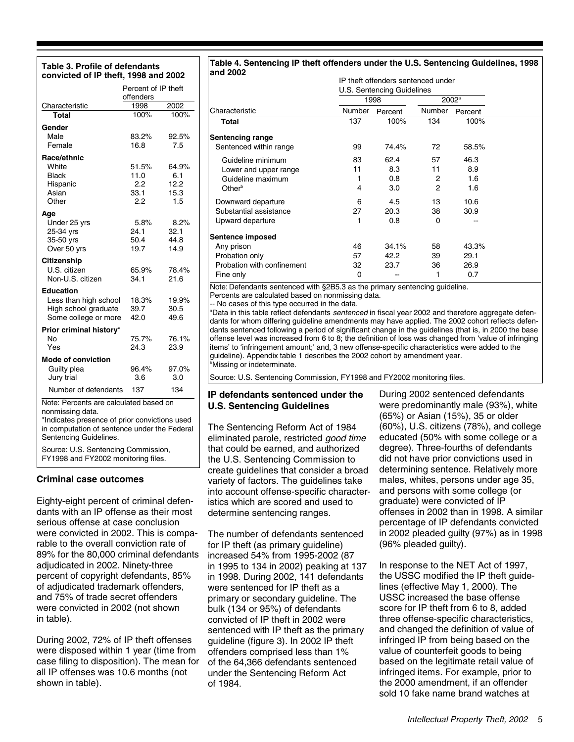**Table 3. Profile of defendants convicted of IP theft, 1998 and 2002**

| Characteristic | Percent of IP theft offenders | |
|---|---|---|
| | 1998 | 2002 |
| **Total** | 100% | 100% |
| **Gender** | | |
| Male | 83.2% | 92.5% |
| Female | 16.8 | 7.5 |
| **Race/ethnic** | | |
| White | 51.5% | 64.9% |
| Black | 11.0 | 6.1 |
| Hispanic | 2.2 | 12.2 |
| Asian | 33.1 | 15.3 |
| Other | 2.2 | 1.5 |
| **Age** | | |
| Under 25 yrs | 5.8% | 8.2% |
| 25-34 yrs | 24.1 | 32.1 |
| 35-50 yrs | 50.4 | 44.8 |
| Over 50 yrs | 19.7 | 14.9 |
| **Citizenship** | | |
| U.S. citizen | 65.9% | 78.4% |
| Non-U.S. citizen | 34.1 | 21.6 |
| **Education** | | |
| Less than high school | 18.3% | 19.9% |
| High school graduate | 39.7 | 30.5 |
| Some college or more | 42.0 | 49.6 |
| **Prior criminal history*** | | |
| No | 75.7% | 76.1% |
| Yes | 24.3 | 23.9 |
| **Mode of conviction** | | |
| Guilty plea | 96.4% | 97.0% |
| Jury trial | 3.6 | 3.0 |
| Number of defendants | 137 | 134 |

Note: Percents are calculated based on nonmissing data.
*Indicates presence of prior convictions used in computation of sentence under the Federal Sentencing Guidelines.

Source: U.S. Sentencing Commission, FY1998 and FY2002 monitoring files.

### Criminal case outcomes

Eighty-eight percent of criminal defendants with an IP offense as their most serious offense at case conclusion were convicted in 2002. This is comparable to the overall conviction rate of 89% for the 80,000 criminal defendants adjudicated in 2002. Ninety-three percent of copyright defendants, 85% of adjudicated trademark offenders, and 75% of trade secret offenders were convicted in 2002 (not shown in table).

During 2002, 72% of IP theft offenses were disposed within 1 year (time from case filing to disposition). The mean for all IP offenses was 10.6 months (not shown in table).

**Table 4. Sentencing IP theft offenders under the U.S. Sentencing Guidelines, 1998 and 2002**

| Characteristic | IP theft offenders sentenced under U.S. Sentencing Guidelines | | | |
|---|---|---|---|---|
| | 1998 | | 2002[a] | |
| | Number | Percent | Number | Percent |
| **Total** | 137 | 100% | 134 | 100% |
| **Sentencing range** | | | | |
| Sentenced within range | 99 | 74.4% | 72 | 58.5% |
| Guideline minimum | 83 | 62.4 | 57 | 46.3 |
| Lower and upper range | 11 | 8.3 | 11 | 8.9 |
| Guideline maximum | 1 | 0.8 | 2 | 1.6 |
| Other[b] | 4 | 3.0 | 2 | 1.6 |
| Downward departure | 6 | 4.5 | 13 | 10.6 |
| Substantial assistance | 27 | 20.3 | 38 | 30.9 |
| Upward departure | 1 | 0.8 | 0 | -- |
| **Sentence imposed** | | | | |
| Any prison | 46 | 34.1% | 58 | 43.3% |
| Probation only | 57 | 42.2 | 39 | 29.1 |
| Probation with confinement | 32 | 23.7 | 36 | 26.9 |
| Fine only | 0 | -- | 1 | 0.7 |

Note: Defendants sentenced with §2B5.3 as the primary sentencing guideline.
Percents are calculated based on nonmissing data.
-- No cases of this type occurred in the data.
[a]Data in this table reflect defendants *sentenced* in fiscal year 2002 and therefore aggregate defendants for whom differing guideline amendments may have applied. The 2002 cohort reflects defendants sentenced following a period of significant change in the guidelines (that is, in 2000 the base offense level was increased from 6 to 8; the definition of loss was changed from 'value of infringing items' to 'infringement amount;' and, 3 new offense-specific characteristics were added to the guideline). Appendix table 1 describes the 2002 cohort by amendment year.
[b]Missing or indeterminate.

Source: U.S. Sentencing Commission, FY1998 and FY2002 monitoring files.

### IP defendants sentenced under the U.S. Sentencing Guidelines

The Sentencing Reform Act of 1984 eliminated parole, restricted *good time* that could be earned, and authorized the U.S. Sentencing Commission to create guidelines that consider a broad variety of factors. The guidelines take into account offense-specific characteristics which are scored and used to determine sentencing ranges.

The number of defendants sentenced for IP theft (as primary guideline) increased 54% from 1995-2002 (87 in 1995 to 134 in 2002) peaking at 137 in 1998. During 2002, 141 defendants were sentenced for IP theft as a primary or secondary guideline. The bulk (134 or 95%) of defendants convicted of IP theft in 2002 were sentenced with IP theft as the primary guideline (figure 3). In 2002 IP theft offenders comprised less than 1% of the 64,366 defendants sentenced under the Sentencing Reform Act of 1984.

During 2002 sentenced defendants were predominantly male (93%), white (65%) or Asian (15%), 35 or older (60%), U.S. citizens (78%), and college educated (50% with some college or a degree). Three-fourths of defendants did not have prior convictions used in determining sentence. Relatively more males, whites, persons under age 35, and persons with some college (or graduate) were convicted of IP offenses in 2002 than in 1998. A similar percentage of IP defendants convicted in 2002 pleaded guilty (97%) as in 1998 (96% pleaded guilty).

In response to the NET Act of 1997, the USSC modified the IP theft guidelines (effective May 1, 2000). The USSC increased the base offense score for IP theft from 6 to 8, added three offense-specific characteristics, and changed the definition of value of infringed IP from being based on the value of counterfeit goods to being based on the legitimate retail value of infringed items. For example, prior to the 2000 amendment, if an offender sold 10 fake name brand watches at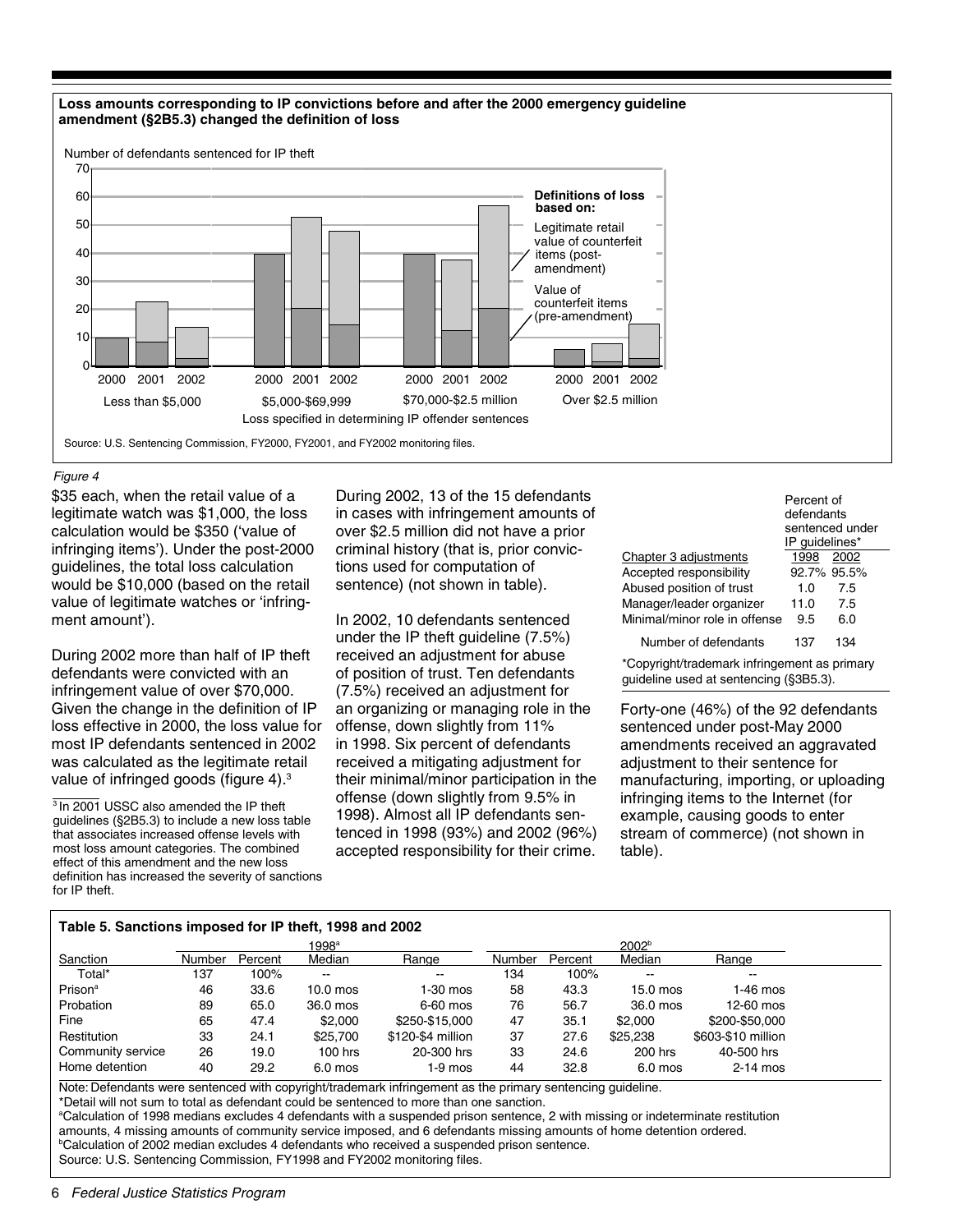**Loss amounts corresponding to IP convictions before and after the 2000 emergency guideline amendment (§2B5.3) changed the definition of loss**

Number of defendants sentenced for IP theft

Definitions of loss based on:
- Legitimate retail value of counterfeit items (post-amendment)
- Value of counterfeit items (pre-amendment)

Loss specified in determining IP offender sentences: Less than $5,000; $5,000-$69,999; $70,000-$2.5 million; Over $2.5 million (2000, 2001, 2002)

Source: U.S. Sentencing Commission, FY2000, FY2001, and FY2002 monitoring files.

*Figure 4*

$35 each, when the retail value of a legitimate watch was $1,000, the loss calculation would be $350 ('value of infringing items'). Under the post-2000 guidelines, the total loss calculation would be $10,000 (based on the retail value of legitimate watches or 'infringment amount').

During 2002 more than half of IP theft defendants were convicted with an infringement value of over $70,000. Given the change in the definition of IP loss effective in 2000, the loss value for most IP defendants sentenced in 2002 was calculated as the legitimate retail value of infringed goods (figure 4).[3]

[3] In 2001 USSC also amended the IP theft guidelines (§2B5.3) to include a new loss table that associates increased offense levels with most loss amount categories. The combined effect of this amendment and the new loss definition has increased the severity of sanctions for IP theft.

During 2002, 13 of the 15 defendants in cases with infringement amounts of over $2.5 million did not have a prior criminal history (that is, prior convictions used for computation of sentence) (not shown in table).

In 2002, 10 defendants sentenced under the IP theft guideline (7.5%) received an adjustment for abuse of position of trust. Ten defendants (7.5%) received an adjustment for an organizing or managing role in the offense, down slightly from 11% in 1998. Six percent of defendants received a mitigating adjustment for their minimal/minor participation in the offense (down slightly from 9.5% in 1998). Almost all IP defendants sentenced in 1998 (93%) and 2002 (96%) accepted responsibility for their crime.

| Chapter 3 adjustments | Percent of defendants sentenced under IP guidelines* 1998 | 2002 |
|---|---|---|
| Accepted responsibility | 92.7% | 95.5% |
| Abused position of trust | 1.0 | 7.5 |
| Manager/leader organizer | 11.0 | 7.5 |
| Minimal/minor role in offense | 9.5 | 6.0 |
| Number of defendants | 137 | 134 |

*Copyright/trademark infringement as primary guideline used at sentencing (§3B5.3).

Forty-one (46%) of the 92 defendants sentenced under post-May 2000 amendments received an aggravated adjustment to their sentence for manufacturing, importing, or uploading infringing items to the Internet (for example, causing goods to enter stream of commerce) (not shown in table).

**Table 5. Sanctions imposed for IP theft, 1998 and 2002**

| | 1998[a] | | | | 2002[b] | | | |
|---|---|---|---|---|---|---|---|---|
| Sanction | Number | Percent | Median | Range | Number | Percent | Median | Range |
| Total* | 137 | 100% | -- | -- | 134 | 100% | -- | -- |
| Prison[a] | 46 | 33.6 | 10.0 mos | 1-30 mos | 58 | 43.3 | 15.0 mos | 1-46 mos |
| Probation | 89 | 65.0 | 36.0 mos | 6-60 mos | 76 | 56.7 | 36.0 mos | 12-60 mos |
| Fine | 65 | 47.4 | $2,000 | $250-$15,000 | 47 | 35.1 | $2,000 | $200-$50,000 |
| Restitution | 33 | 24.1 | $25,700 | $120-$4 million | 37 | 27.6 | $25,238 | $603-$10 million |
| Community service | 26 | 19.0 | 100 hrs | 20-300 hrs | 33 | 24.6 | 200 hrs | 40-500 hrs |
| Home detention | 40 | 29.2 | 6.0 mos | 1-9 mos | 44 | 32.8 | 6.0 mos | 2-14 mos |

Note: Defendants were sentenced with copyright/trademark infringement as the primary sentencing guideline.
*Detail will not sum to total as defendant could be sentenced to more than one sanction.
[a]Calculation of 1998 medians excludes 4 defendants with a suspended prison sentence, 2 with missing or indeterminate restitution amounts, 4 missing amounts of community service imposed, and 6 defendants missing amounts of home detention ordered.
[b]Calculation of 2002 median excludes 4 defendants who received a suspended prison sentence.
Source: U.S. Sentencing Commission, FY1998 and FY2002 monitoring files.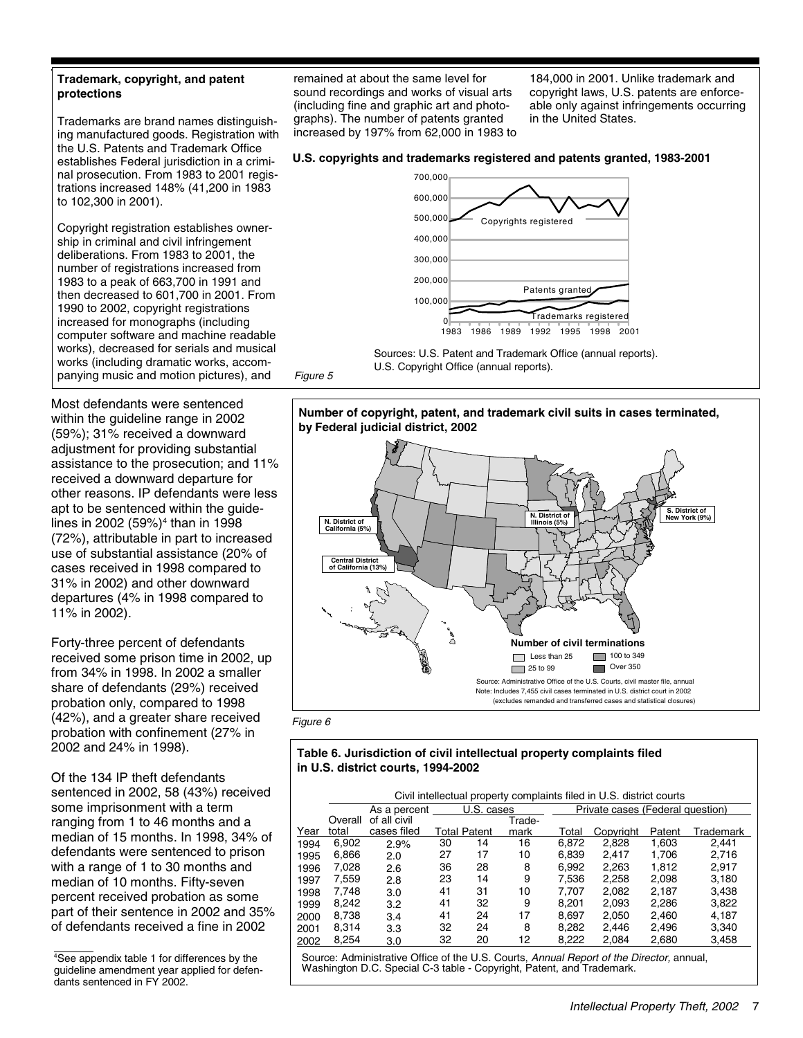**Trademark, copyright, and patent protections**

Trademarks are brand names distinguishing manufactured goods. Registration with the U.S. Patents and Trademark Office establishes Federal jurisdiction in a criminal prosecution. From 1983 to 2001 registrations increased 148% (41,200 in 1983 to 102,300 in 2001).

Copyright registration establishes ownership in criminal and civil infringement deliberations. From 1983 to 2001, the number of registrations increased from 1983 to a peak of 663,700 in 1991 and then decreased to 601,700 in 2001. From 1990 to 2002, copyright registrations increased for monographs (including computer software and machine readable works), decreased for serials and musical works (including dramatic works, accompanying music and motion pictures), and remained at about the same level for sound recordings and works of visual arts (including fine and graphic art and photographs). The number of patents granted increased by 197% from 62,000 in 1983 to 184,000 in 2001. Unlike trademark and copyright laws, U.S. patents are enforceable only against infringements occurring in the United States.

**U.S. copyrights and trademarks registered and patents granted, 1983-2001**

Sources: U.S. Patent and Trademark Office (annual reports). U.S. Copyright Office (annual reports).

*Figure 5*

Most defendants were sentenced within the guideline range in 2002 (59%); 31% received a downward adjustment for providing substantial assistance to the prosecution; and 11% received a downward departure for other reasons. IP defendants were less apt to be sentenced within the guidelines in 2002 (59%)[4] than in 1998 (72%), attributable in part to increased use of substantial assistance (20% of cases received in 1998 compared to 31% in 2002) and other downward departures (4% in 1998 compared to 11% in 2002).

Forty-three percent of defendants received some prison time in 2002, up from 34% in 1998. In 2002 a smaller share of defendants (29%) received probation only, compared to 1998 (42%), and a greater share received probation with confinement (27% in 2002 and 24% in 1998).

Of the 134 IP theft defendants sentenced in 2002, 58 (43%) received some imprisonment with a term ranging from 1 to 46 months and a median of 15 months. In 1998, 34% of defendants were sentenced to prison with a range of 1 to 30 months and median of 10 months. Fifty-seven percent received probation as some part of their sentence in 2002 and 35% of defendants received a fine in 2002

[4]See appendix table 1 for differences by the guideline amendment year applied for defendants sentenced in FY 2002.

**Number of copyright, patent, and trademark civil suits in cases terminated, by Federal judicial district, 2002**

Source: Administrative Office of the U.S. Courts, civil master file, annual
Note: Includes 7,455 civil cases terminated in U.S. district court in 2002 (excludes remanded and transferred cases and statistical closures)

*Figure 6*

**Table 6. Jurisdiction of civil intellectual property complaints filed in U.S. district courts, 1994-2002**

| | Civil intellectual property complaints filed in U.S. district courts | | | | | | | | |
|---|---|---|---|---|---|---|---|---|---|
| | | As a percent | U.S. cases | | | Private cases (Federal question) | | | |
| Year | Overall total | of all civil cases filed | Total | Patent | Trademark | Total | Copyright | Patent | Trademark |
| 1994 | 6,902 | 2.9% | 30 | 14 | 16 | 6,872 | 2,828 | 1,603 | 2,441 |
| 1995 | 6,866 | 2.0 | 27 | 17 | 10 | 6,839 | 2,417 | 1,706 | 2,716 |
| 1996 | 7,028 | 2.6 | 36 | 28 | 8 | 6,992 | 2,263 | 1,812 | 2,917 |
| 1997 | 7,559 | 2.8 | 23 | 14 | 9 | 7,536 | 2,258 | 2,098 | 3,180 |
| 1998 | 7,748 | 3.0 | 41 | 31 | 10 | 7,707 | 2,082 | 2,187 | 3,438 |
| 1999 | 8,242 | 3.2 | 41 | 32 | 9 | 8,201 | 2,093 | 2,286 | 3,822 |
| 2000 | 8,738 | 3.4 | 41 | 24 | 17 | 8,697 | 2,050 | 2,460 | 4,187 |
| 2001 | 8,314 | 3.3 | 32 | 24 | 8 | 8,282 | 2,446 | 2,496 | 3,340 |
| 2002 | 8,254 | 3.0 | 32 | 20 | 12 | 8,222 | 2,084 | 2,680 | 3,458 |

Source: Administrative Office of the U.S. Courts, *Annual Report of the Director,* annual, Washington D.C. Special C-3 table - Copyright, Patent, and Trademark.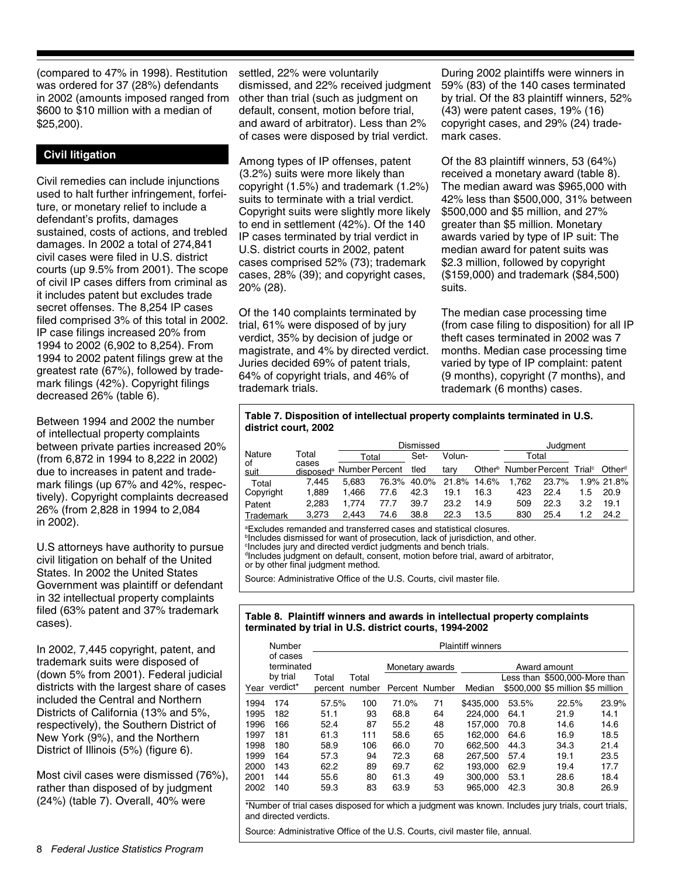(compared to 47% in 1998). Restitution was ordered for 37 (28%) defendants in 2002 (amounts imposed ranged from $600 to $10 million with a median of $25,200).

## Civil litigation

Civil remedies can include injunctions used to halt further infringement, forfeiture, or monetary relief to include a defendant's profits, damages sustained, costs of actions, and trebled damages. In 2002 a total of 274,841 civil cases were filed in U.S. district courts (up 9.5% from 2001). The scope of civil IP cases differs from criminal as it includes patent but excludes trade secret offenses. The 8,254 IP cases filed comprised 3% of this total in 2002. IP case filings increased 20% from 1994 to 2002 (6,902 to 8,254). From 1994 to 2002 patent filings grew at the greatest rate (67%), followed by trademark filings (42%). Copyright filings decreased 26% (table 6).

Between 1994 and 2002 the number of intellectual property complaints between private parties increased 20% (from 6,872 in 1994 to 8,222 in 2002) due to increases in patent and trademark filings (up 67% and 42%, respectively). Copyright complaints decreased 26% (from 2,828 in 1994 to 2,084 in 2002).

U.S attorneys have authority to pursue civil litigation on behalf of the United States. In 2002 the United States Government was plaintiff or defendant in 32 intellectual property complaints filed (63% patent and 37% trademark cases).

In 2002, 7,445 copyright, patent, and trademark suits were disposed of (down 5% from 2001). Federal judicial districts with the largest share of cases included the Central and Northern Districts of California (13% and 5%, respectively), the Southern District of New York (9%), and the Northern District of Illinois (5%) (figure 6).

Most civil cases were dismissed (76%), rather than disposed of by judgment (24%) (table 7). Overall, 40% were settled, 22% were voluntarily dismissed, and 22% received judgment other than trial (such as judgment on default, consent, motion before trial, and award of arbitrator). Less than 2% of cases were disposed by trial verdict.

Among types of IP offenses, patent (3.2%) suits were more likely than copyright (1.5%) and trademark (1.2%) suits to terminate with a trial verdict. Copyright suits were slightly more likely to end in settlement (42%). Of the 140 IP cases terminated by trial verdict in U.S. district courts in 2002, patent cases comprised 52% (73); trademark cases, 28% (39); and copyright cases, 20% (28).

Of the 140 complaints terminated by trial, 61% were disposed of by jury verdict, 35% by decision of judge or magistrate, and 4% by directed verdict. Juries decided 69% of patent trials, 64% of copyright trials, and 46% of trademark trials.

During 2002 plaintiffs were winners in 59% (83) of the 140 cases terminated by trial. Of the 83 plaintiff winners, 52% (43) were patent cases, 19% (16) copyright cases, and 29% (24) trademark cases.

Of the 83 plaintiff winners, 53 (64%) received a monetary award (table 8). The median award was $965,000 with 42% less than $500,000, 31% between $500,000 and $5 million, and 27% greater than $5 million. Monetary awards varied by type of IP suit: The median award for patent suits was $2.3 million, followed by copyright ($159,000) and trademark ($84,500) suits.

The median case processing time (from case filing to disposition) for all IP theft cases terminated in 2002 was 7 months. Median case processing time varied by type of IP complaint: patent (9 months), copyright (7 months), and trademark (6 months) cases.

**Table 7. Disposition of intellectual property complaints terminated in U.S. district court, 2002**

| Nature of suit | Total cases disposed[a] | Dismissed | | | | | Judgment | | | |
|---|---|---|---|---|---|---|---|---|---|---|
| | | Total | | Settled | Voluntary | Other[b] | Total | | Trial[c] | Other[d] |
| | | Number | Percent | | | | Number | Percent | | |
| Total | 7,445 | 5,683 | 76.3% | 40.0% | 21.8% | 14.6% | 1,762 | 23.7% | 1.9% | 21.8% |
| Copyright | 1,889 | 1,466 | 77.6 | 42.3 | 19.1 | 16.3 | 423 | 22.4 | 1.5 | 20.9 |
| Patent | 2,283 | 1,774 | 77.7 | 39.7 | 23.2 | 14.9 | 509 | 22.3 | 3.2 | 19.1 |
| Trademark | 3,273 | 2,443 | 74.6 | 38.8 | 22.3 | 13.5 | 830 | 25.4 | 1.2 | 24.2 |

[a]Excludes remanded and transferred cases and statistical closures.
[b]Includes dismissed for want of prosecution, lack of jurisdiction, and other.
[c]Includes jury and directed verdict judgments and bench trials.
[d]Includes judgment on default, consent, motion before trial, award of arbitrator, or by other final judgment method.

Source: Administrative Office of the U.S. Courts, civil master file.

**Table 8. Plaintiff winners and awards in intellectual property complaints terminated by trial in U.S. district courts, 1994-2002**

| Year | Number of cases terminated by trial verdict* | Plaintiff winners | | | | | | | |
|---|---|---|---|---|---|---|---|---|---|
| | | Total percent | Total number | Monetary awards | | Award amount | | | |
| | | | | Percent | Number | Median | Less than $500,000 | $500,000-$5 million | More than $5 million |
| 1994 | 174 | 57.5% | 100 | 71.0% | 71 | $435,000 | 53.5% | 22.5% | 23.9% |
| 1995 | 182 | 51.1 | 93 | 68.8 | 64 | 224,000 | 64.1 | 21.9 | 14.1 |
| 1996 | 166 | 52.4 | 87 | 55.2 | 48 | 157,000 | 70.8 | 14.6 | 14.6 |
| 1997 | 181 | 61.3 | 111 | 58.6 | 65 | 162,000 | 64.6 | 16.9 | 18.5 |
| 1998 | 180 | 58.9 | 106 | 66.0 | 70 | 662,500 | 44.3 | 34.3 | 21.4 |
| 1999 | 164 | 57.3 | 94 | 72.3 | 68 | 267,500 | 57.4 | 19.1 | 23.5 |
| 2000 | 143 | 62.2 | 89 | 69.7 | 62 | 193,000 | 62.9 | 19.4 | 17.7 |
| 2001 | 144 | 55.6 | 80 | 61.3 | 49 | 300,000 | 53.1 | 28.6 | 18.4 |
| 2002 | 140 | 59.3 | 83 | 63.9 | 53 | 965,000 | 42.3 | 30.8 | 26.9 |

*Number of trial cases disposed for which a judgment was known. Includes jury trials, court trials, and directed verdicts.

Source: Administrative Office of the U.S. Courts, civil master file, annual.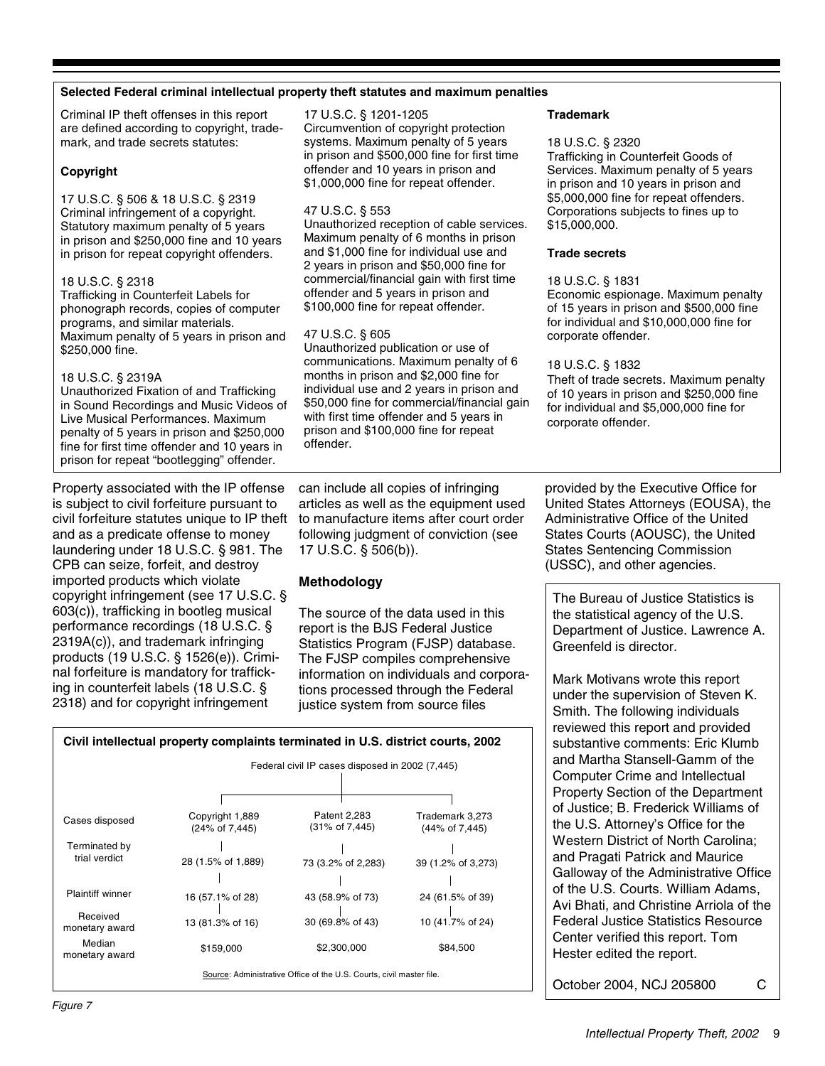**Selected Federal criminal intellectual property theft statutes and maximum penalties**

Criminal IP theft offenses in this report are defined according to copyright, trademark, and trade secrets statutes:

**Copyright**

17 U.S.C. § 506 & 18 U.S.C. § 2319
Criminal infringement of a copyright. Statutory maximum penalty of 5 years in prison and $250,000 fine and 10 years in prison for repeat copyright offenders.

18 U.S.C. § 2318
Trafficking in Counterfeit Labels for phonograph records, copies of computer programs, and similar materials. Maximum penalty of 5 years in prison and $250,000 fine.

18 U.S.C. § 2319A
Unauthorized Fixation of and Trafficking in Sound Recordings and Music Videos of Live Musical Performances. Maximum penalty of 5 years in prison and $250,000 fine for first time offender and 10 years in prison for repeat "bootlegging" offender.

17 U.S.C. § 1201-1205
Circumvention of copyright protection systems. Maximum penalty of 5 years in prison and $500,000 fine for first time offender and 10 years in prison and $1,000,000 fine for repeat offender.

47 U.S.C. § 553
Unauthorized reception of cable services. Maximum penalty of 6 months in prison and $1,000 fine for individual use and 2 years in prison and $50,000 fine for commercial/financial gain with first time offender and 5 years in prison and $100,000 fine for repeat offender.

47 U.S.C. § 605
Unauthorized publication or use of communications. Maximum penalty of 6 months in prison and $2,000 fine for individual use and 2 years in prison and $50,000 fine for commercial/financial gain with first time offender and 5 years in prison and $100,000 fine for repeat offender.

**Trademark**

18 U.S.C. § 2320
Trafficking in Counterfeit Goods of Services. Maximum penalty of 5 years in prison and 10 years in prison and $5,000,000 fine for repeat offenders. Corporations subjects to fines up to $15,000,000.

**Trade secrets**

18 U.S.C. § 1831
Economic espionage. Maximum penalty of 15 years in prison and $500,000 fine for individual and $10,000,000 fine for corporate offender.

18 U.S.C. § 1832
Theft of trade secrets. Maximum penalty of 10 years in prison and $250,000 fine for individual and $5,000,000 fine for corporate offender.

Property associated with the IP offense is subject to civil forfeiture pursuant to civil forfeiture statutes unique to IP theft and as a predicate offense to money laundering under 18 U.S.C. § 981. The CPB can seize, forfeit, and destroy imported products which violate copyright infringement (see 17 U.S.C. § 603(c)), trafficking in bootleg musical performance recordings (18 U.S.C. § 2319A(c)), and trademark infringing products (19 U.S.C. § 1526(e)). Criminal forfeiture is mandatory for trafficking in counterfeit labels (18 U.S.C. § 2318) and for copyright infringement can include all copies of infringing articles as well as the equipment used to manufacture items after court order following judgment of conviction (see 17 U.S.C. § 506(b)).

## Methodology

The source of the data used in this report is the BJS Federal Justice Statistics Program (FJSP) database. The FJSP compiles comprehensive information on individuals and corporations processed through the Federal justice system from source files provided by the Executive Office for United States Attorneys (EOUSA), the Administrative Office of the United States Courts (AOUSC), the United States Sentencing Commission (USSC), and other agencies.

**Civil intellectual property complaints terminated in U.S. district courts, 2002**

Federal civil IP cases disposed in 2002 (7,445)

| | Copyright | Patent | Trademark |
|---|---|---|---|
| Cases disposed | 1,889 (24% of 7,445) | 2,283 (31% of 7,445) | 3,273 (44% of 7,445) |
| Terminated by trial verdict | 28 (1.5% of 1,889) | 73 (3.2% of 2,283) | 39 (1.2% of 3,273) |
| Plaintiff winner | 16 (57.1% of 28) | 43 (58.9% of 73) | 24 (61.5% of 39) |
| Received monetary award | 13 (81.3% of 16) | 30 (69.8% of 43) | 10 (41.7% of 24) |
| Median monetary award | $159,000 | $2,300,000 | $84,500 |

Source: Administrative Office of the U.S. Courts, civil master file.

*Figure 7*

The Bureau of Justice Statistics is the statistical agency of the U.S. Department of Justice. Lawrence A. Greenfeld is director.

Mark Motivans wrote this report under the supervision of Steven K. Smith. The following individuals reviewed this report and provided substantive comments: Eric Klumb and Martha Stansell-Gamm of the Computer Crime and Intellectual Property Section of the Department of Justice; B. Frederick Williams of the U.S. Attorney's Office for the Western District of North Carolina; and Pragati Patrick and Maurice Galloway of the Administrative Office of the U.S. Courts. William Adams, Avi Bhati, and Christine Arriola of the Federal Justice Statistics Resource Center verified this report. Tom Hester edited the report.

October 2004, NCJ 205800 C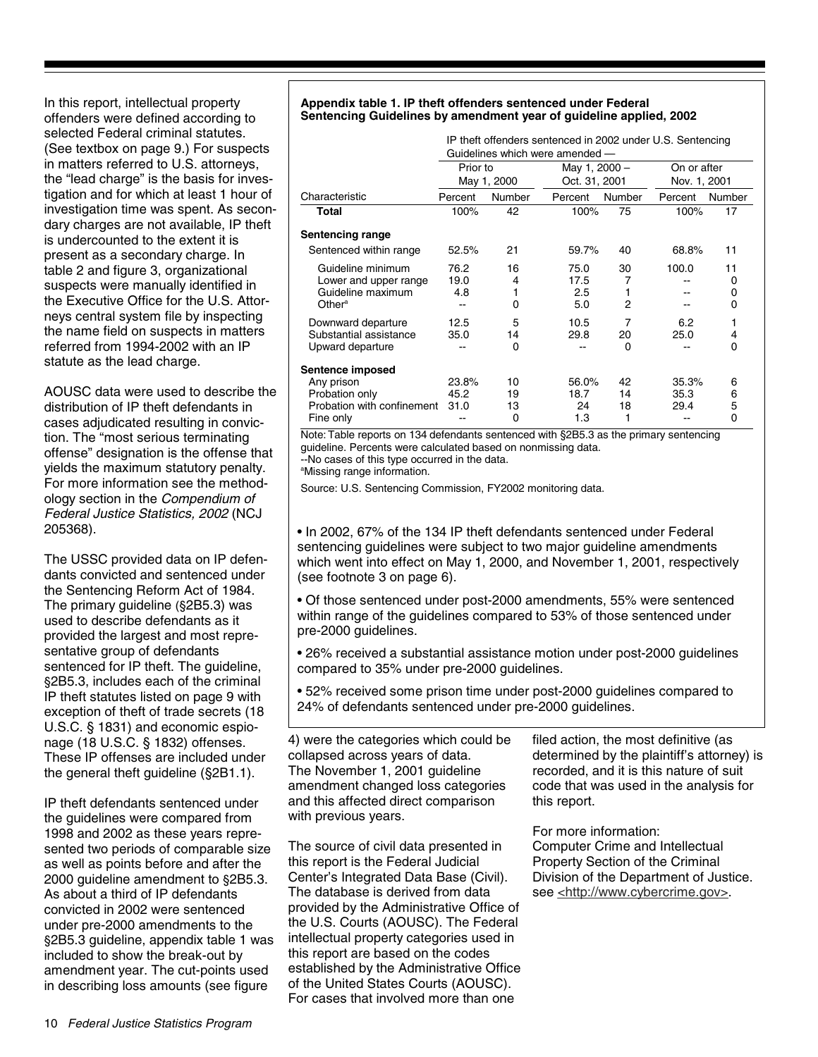In this report, intellectual property offenders were defined according to selected Federal criminal statutes. (See textbox on page 9.) For suspects in matters referred to U.S. attorneys, the "lead charge" is the basis for investigation and for which at least 1 hour of investigation time was spent. As secondary charges are not available, IP theft is undercounted to the extent it is present as a secondary charge. In table 2 and figure 3, organizational suspects were manually identified in the Executive Office for the U.S. Attorneys central system file by inspecting the name field on suspects in matters referred from 1994-2002 with an IP statute as the lead charge.

AOUSC data were used to describe the distribution of IP theft defendants in cases adjudicated resulting in conviction. The "most serious terminating offense" designation is the offense that yields the maximum statutory penalty. For more information see the methodology section in the *Compendium of Federal Justice Statistics, 2002* (NCJ 205368).

The USSC provided data on IP defendants convicted and sentenced under the Sentencing Reform Act of 1984. The primary guideline (§2B5.3) was used to describe defendants as it provided the largest and most representative group of defendants sentenced for IP theft. The guideline, §2B5.3, includes each of the criminal IP theft statutes listed on page 9 with exception of theft of trade secrets (18 U.S.C. § 1831) and economic espionage (18 U.S.C. § 1832) offenses. These IP offenses are included under the general theft guideline (§2B1.1).

IP theft defendants sentenced under the guidelines were compared from 1998 and 2002 as these years represented two periods of comparable size as well as points before and after the 2000 guideline amendment to §2B5.3. As about a third of IP defendants convicted in 2002 were sentenced under pre-2000 amendments to the §2B5.3 guideline, appendix table 1 was included to show the break-out by amendment year. The cut-points used in describing loss amounts (see figure 4) were the categories which could be collapsed across years of data. The November 1, 2001 guideline amendment changed loss categories and this affected direct comparison with previous years.

The source of civil data presented in this report is the Federal Judicial Center's Integrated Data Base (Civil). The database is derived from data provided by the Administrative Office of the U.S. Courts (AOUSC). The Federal intellectual property categories used in this report are based on the codes established by the Administrative Office of the United States Courts (AOUSC). For cases that involved more than one filed action, the most definitive (as determined by the plaintiff's attorney) is recorded, and it is this nature of suit code that was used in the analysis for this report.

For more information:
Computer Crime and Intellectual Property Section of the Criminal Division of the Department of Justice. see <http://www.cybercrime.gov>.

**Appendix table 1. IP theft offenders sentenced under Federal Sentencing Guidelines by amendment year of guideline applied, 2002**

| | IP theft offenders sentenced in 2002 under U.S. Sentencing Guidelines which were amended — | | | | | |
|---|---|---|---|---|---|---|
| | Prior to May 1, 2000 | | May 1, 2000 – Oct. 31, 2001 | | On or after Nov. 1, 2001 | |
| Characteristic | Percent | Number | Percent | Number | Percent | Number |
| **Total** | 100% | 42 | 100% | 75 | 100% | 17 |
| **Sentencing range** | | | | | | |
| Sentenced within range | 52.5% | 21 | 59.7% | 40 | 68.8% | 11 |
| Guideline minimum | 76.2 | 16 | 75.0 | 30 | 100.0 | 11 |
| Lower and upper range | 19.0 | 4 | 17.5 | 7 | -- | 0 |
| Guideline maximum | 4.8 | 1 | 2.5 | 1 | -- | 0 |
| Other[a] | -- | 0 | 5.0 | 2 | -- | 0 |
| Downward departure | 12.5 | 5 | 10.5 | 7 | 6.2 | 1 |
| Substantial assistance | 35.0 | 14 | 29.8 | 20 | 25.0 | 4 |
| Upward departure | -- | 0 | -- | 0 | -- | 0 |
| **Sentence imposed** | | | | | | |
| Any prison | 23.8% | 10 | 56.0% | 42 | 35.3% | 6 |
| Probation only | 45.2 | 19 | 18.7 | 14 | 35.3 | 6 |
| Probation with confinement | 31.0 | 13 | 24 | 18 | 29.4 | 5 |
| Fine only | -- | 0 | 1.3 | 1 | -- | 0 |

Note: Table reports on 134 defendants sentenced with §2B5.3 as the primary sentencing guideline. Percents were calculated based on nonmissing data.
--No cases of this type occurred in the data.
[a]Missing range information.

Source: U.S. Sentencing Commission, FY2002 monitoring data.

- In 2002, 67% of the 134 IP theft defendants sentenced under Federal sentencing guidelines were subject to two major guideline amendments which went into effect on May 1, 2000, and November 1, 2001, respectively (see footnote 3 on page 6).
- Of those sentenced under post-2000 amendments, 55% were sentenced within range of the guidelines compared to 53% of those sentenced under pre-2000 guidelines.
- 26% received a substantial assistance motion under post-2000 guidelines compared to 35% under pre-2000 guidelines.
- 52% received some prison time under post-2000 guidelines compared to 24% of defendants sentenced under pre-2000 guidelines.